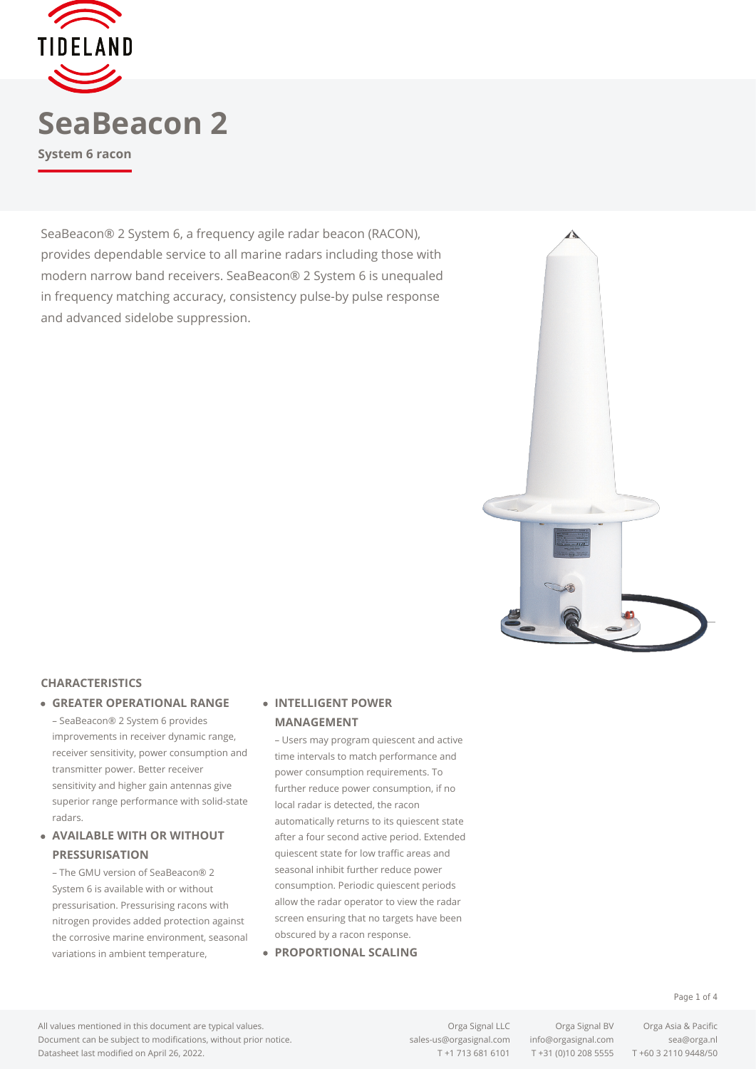# SeaBeacon 2

**System 6 racon**

SeaBeacon® 2 System 6, a frequency agile radar beacon (RACON), provides dependable service to all marine radars including those with modern narrow band receivers. SeaBeacon® 2 System 6 is unequaled in frequency matching accuracy, consistency pulse-by pulse response and advanced sidelobe suppression.

## CHARACTERISTICS

- **GREATER OPERATIONAL RANGE**
  – SeaBeacon® 2 System 6 provides improvements in receiver dynamic range, receiver sensitivity, power consumption and transmitter power. Better receiver sensitivity and higher gain antennas give superior range performance with solid-state radars.
- **AVAILABLE WITH OR WITHOUT PRESSURISATION**
  – The GMU version of SeaBeacon® 2 System 6 is available with or without pressurisation. Pressurising racons with nitrogen provides added protection against the corrosive marine environment, seasonal variations in ambient temperature,
- **INTELLIGENT POWER MANAGEMENT**
  – Users may program quiescent and active time intervals to match performance and power consumption requirements. To further reduce power consumption, if no local radar is detected, the racon automatically returns to its quiescent state after a four second active period. Extended quiescent state for low traffic areas and seasonal inhibit further reduce power consumption. Periodic quiescent periods allow the radar operator to view the radar screen ensuring that no targets have been obscured by a racon response.
- **PROPORTIONAL SCALING**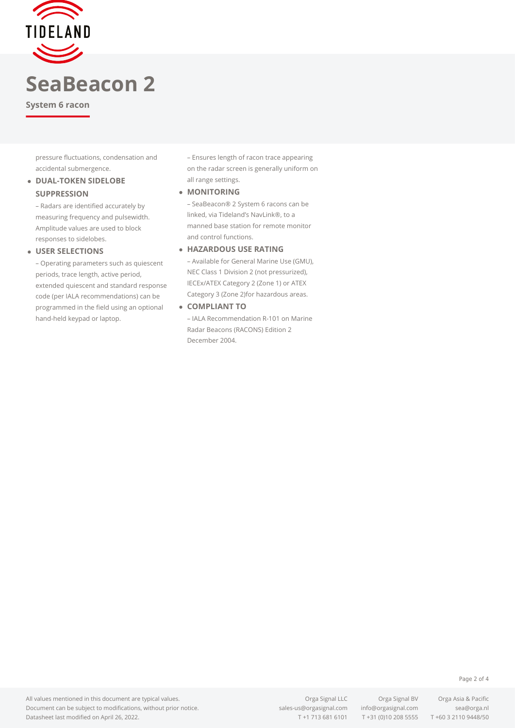# SeaBeacon 2

**System 6 racon**

pressure fluctuations, condensation and accidental submergence.

- **DUAL-TOKEN SIDELOBE SUPPRESSION**

  – Radars are identified accurately by measuring frequency and pulsewidth. Amplitude values are used to block responses to sidelobes.

- **USER SELECTIONS**

  – Operating parameters such as quiescent periods, trace length, active period, extended quiescent and standard response code (per IALA recommendations) can be programmed in the field using an optional hand-held keypad or laptop.

  – Ensures length of racon trace appearing on the radar screen is generally uniform on all range settings.

- **MONITORING**

  – SeaBeacon® 2 System 6 racons can be linked, via Tideland's NavLink®, to a manned base station for remote monitor and control functions.

- **HAZARDOUS USE RATING**

  – Available for General Marine Use (GMU), NEC Class 1 Division 2 (not pressurized), IECEx/ATEX Category 2 (Zone 1) or ATEX Category 3 (Zone 2)for hazardous areas.

- **COMPLIANT TO**

  – IALA Recommendation R-101 on Marine Radar Beacons (RACONS) Edition 2 December 2004.

All values mentioned in this document are typical values.
Document can be subject to modifications, without prior notice.
Datasheet last modified on April 26, 2022.

Orga Signal LLC
sales-us@orgasignal.com
T +1 713 681 6101

Orga Signal BV
info@orgasignal.com
T +31 (0)10 208 5555

Orga Asia & Pacific
sea@orga.nl
T +60 3 2110 9448/50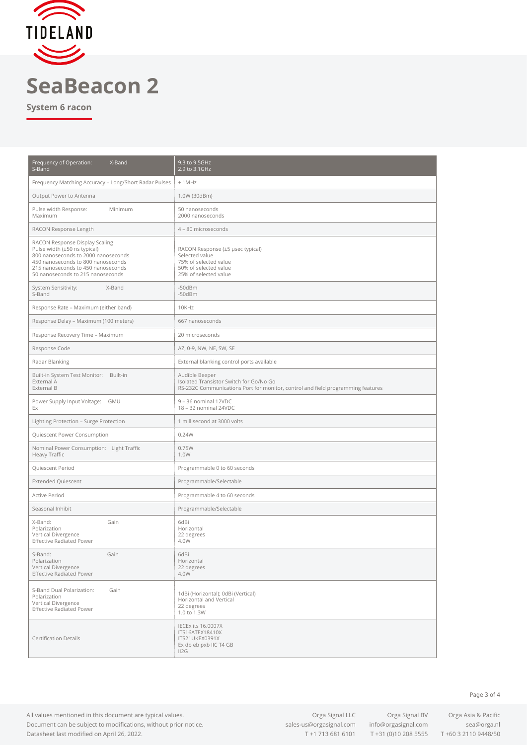TIDELAND

# SeaBeacon 2

**System 6 racon**

| Frequency of Operation: X-Band<br>S-Band | 9.3 to 9.5GHz<br>2.9 to 3.1GHz |
|---|---|
| Frequency Matching Accuracy – Long/Short Radar Pulses | ± 1MHz |
| Output Power to Antenna | 1.0W (30dBm) |
| Pulse width Response: Minimum<br>Maximum | 50 nanoseconds<br>2000 nanoseconds |
| RACON Response Length | 4 – 80 microseconds |
| RACON Response Display Scaling<br>Pulse width (±50 ns typical)<br>800 nanoseconds to 2000 nanoseconds<br>450 nanoseconds to 800 nanoseconds<br>215 nanoseconds to 450 nanoseconds<br>50 nanoseconds to 215 nanoseconds | <br>RACON Response (±5 μsec typical)<br>Selected value<br>75% of selected value<br>50% of selected value<br>25% of selected value |
| System Sensitivity: X-Band<br>S-Band | -50dBm<br>-50dBm |
| Response Rate – Maximum (either band) | 10KHz |
| Response Delay – Maximum (100 meters) | 667 nanoseconds |
| Response Recovery Time – Maximum | 20 microseconds |
| Response Code | AZ, 0-9, NW, NE, SW, SE |
| Radar Blanking | External blanking control ports available |
| Built-in System Test Monitor: Built-in<br>External A<br>External B | Audible Beeper<br>Isolated Transistor Switch for Go/No Go<br>RS-232C Communications Port for monitor, control and field programming features |
| Power Supply Input Voltage: GMU<br>Ex | 9 – 36 nominal 12VDC<br>18 – 32 nominal 24VDC |
| Lighting Protection – Surge Protection | 1 millisecond at 3000 volts |
| Quiescent Power Consumption | 0.24W |
| Nominal Power Consumption: Light Traffic<br>Heavy Traffic | 0.75W<br>1.0W |
| Quiescent Period | Programmable 0 to 60 seconds |
| Extended Quiescent | Programmable/Selectable |
| Active Period | Programmable 4 to 60 seconds |
| Seasonal Inhibit | Programmable/Selectable |
| X-Band: Gain<br>Polarization<br>Vertical Divergence<br>Effective Radiated Power | 6dBi<br>Horizontal<br>22 degrees<br>4.0W |
| S-Band: Gain<br>Polarization<br>Vertical Divergence<br>Effective Radiated Power | 6dBi<br>Horizontal<br>22 degrees<br>4.0W |
| S-Band Dual Polarization: Gain<br>Polarization<br>Vertical Divergence<br>Effective Radiated Power | 1dBi (Horizontal); 0dBi (Vertical)<br>Horizontal and Vertical<br>22 degrees<br>1.0 to 1.3W |
| Certification Details | IECEx its 16.0007X<br>ITS16ATEX18410X<br>ITS21UKEX0391X<br>Ex db eb pxb IIC T4 GB<br>II2G |

All values mentioned in this document are typical values.
Document can be subject to modifications, without prior notice.
Datasheet last modified on April 26, 2022.

Orga Signal LLC
sales-us@orgasignal.com
T +1 713 681 6101

Orga Signal BV
info@orgasignal.com
T +31 (0)10 208 5555

Orga Asia & Pacific
sea@orga.nl
T +60 3 2110 9448/50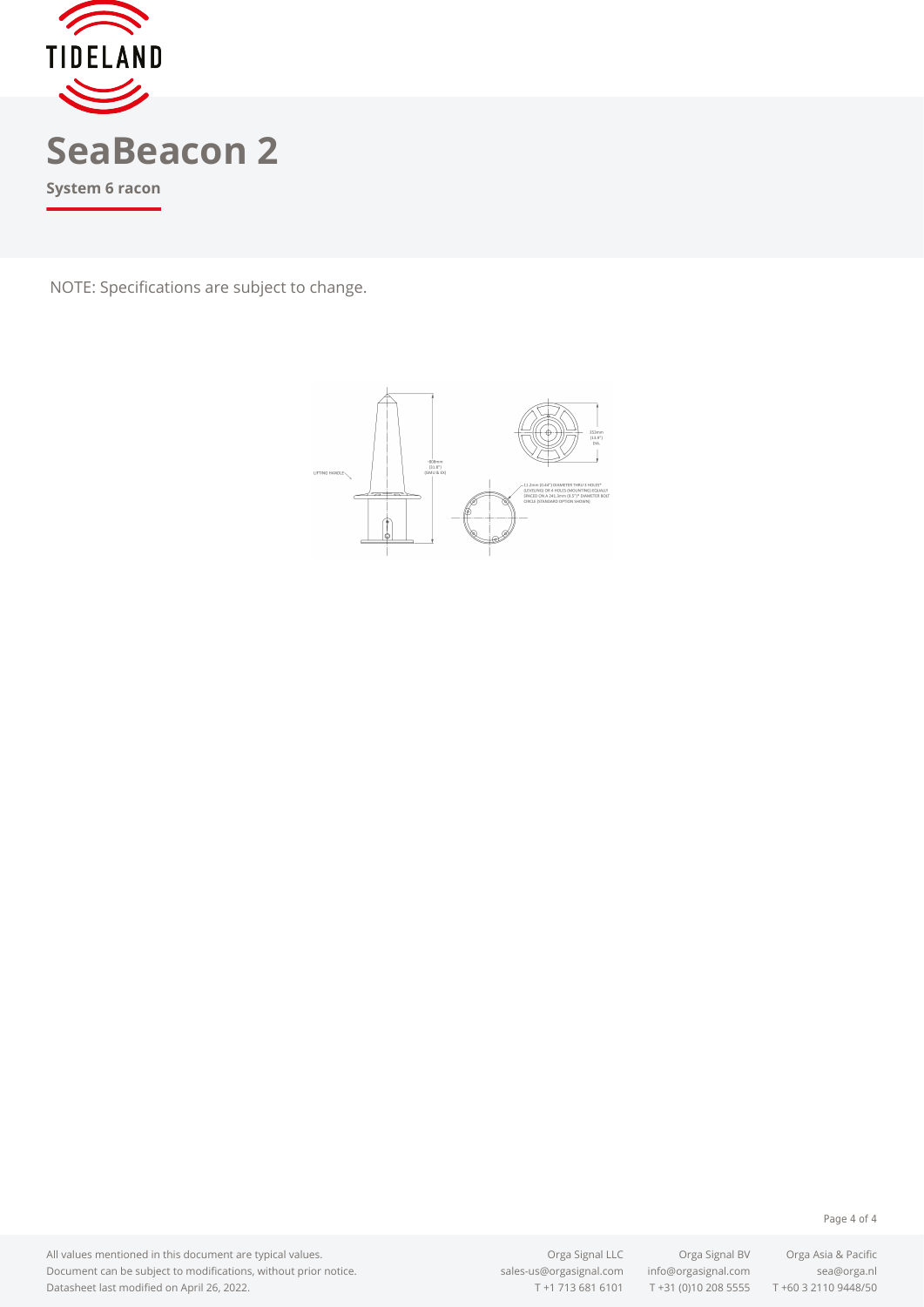# SeaBeacon 2

**System 6 racon**

NOTE: Specifications are subject to change.

LIFTING HANDLE

~808mm
(31.8")
(GNU & SX)

353mm
(13.9")
DIA.

11.2mm (0.44") DIAMETER THRU 3 HOLES* (LEVELING), OR 4 HOLES (MOUNTING) EQUALLY SPACED ON A 241.3mm (9.5")* DIAMETER BOLT CIRCLE (STANDARD OPTION SHOWN)

All values mentioned in this document are typical values.
Document can be subject to modifications, without prior notice.
Datasheet last modified on April 26, 2022.

Orga Signal LLC
sales-us@orgasignal.com
T +1 713 681 6101

Orga Signal BV
info@orgasignal.com
T +31 (0)10 208 5555

Orga Asia & Pacific
sea@orga.nl
T +60 3 2110 9448/50